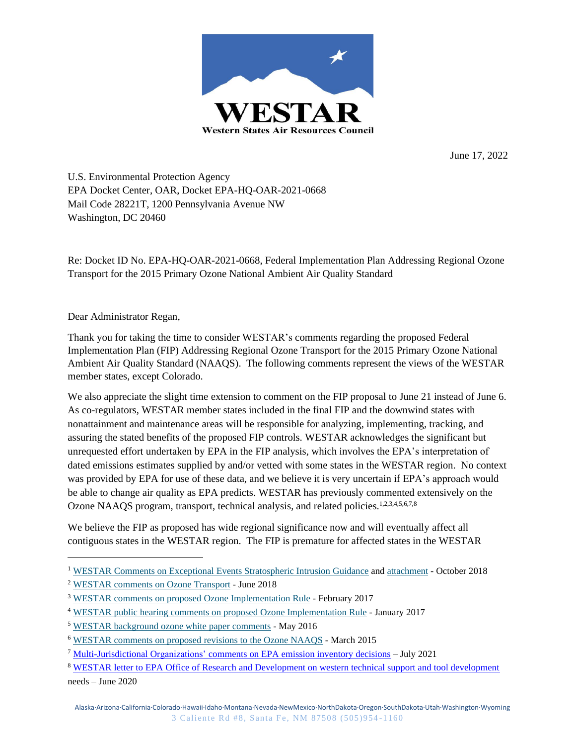**WESTAR**

**Western States Air Resources Council**

June 17, 2022

U.S. Environmental Protection Agency
EPA Docket Center, OAR, Docket EPA-HQ-OAR-2021-0668
Mail Code 28221T, 1200 Pennsylvania Avenue NW
Washington, DC 20460

Re: Docket ID No. EPA-HQ-OAR-2021-0668, Federal Implementation Plan Addressing Regional Ozone Transport for the 2015 Primary Ozone National Ambient Air Quality Standard

Dear Administrator Regan,

Thank you for taking the time to consider WESTAR's comments regarding the proposed Federal Implementation Plan (FIP) Addressing Regional Ozone Transport for the 2015 Primary Ozone National Ambient Air Quality Standard (NAAQS). The following comments represent the views of the WESTAR member states, except Colorado.

We also appreciate the slight time extension to comment on the FIP proposal to June 21 instead of June 6. As co-regulators, WESTAR member states included in the final FIP and the downwind states with nonattainment and maintenance areas will be responsible for analyzing, implementing, tracking, and assuring the stated benefits of the proposed FIP controls. WESTAR acknowledges the significant but unrequested effort undertaken by EPA in the FIP analysis, which involves the EPA's interpretation of dated emissions estimates supplied by and/or vetted with some states in the WESTAR region. No context was provided by EPA for use of these data, and we believe it is very uncertain if EPA's approach would be able to change air quality as EPA predicts. WESTAR has previously commented extensively on the Ozone NAAQS program, transport, technical analysis, and related policies.[1,2,3,4,5,6,7,8]

We believe the FIP as proposed has wide regional significance now and will eventually affect all contiguous states in the WESTAR region. The FIP is premature for affected states in the WESTAR

---

[1] WESTAR Comments on Exceptional Events Stratospheric Intrusion Guidance and attachment - October 2018

[2] WESTAR comments on Ozone Transport - June 2018

[3] WESTAR comments on proposed Ozone Implementation Rule - February 2017

[4] WESTAR public hearing comments on proposed Ozone Implementation Rule - January 2017

[5] WESTAR background ozone white paper comments - May 2016

[6] WESTAR comments on proposed revisions to the Ozone NAAQS - March 2015

[7] Multi-Jurisdictional Organizations' comments on EPA emission inventory decisions – July 2021

[8] WESTAR letter to EPA Office of Research and Development on western technical support and tool development needs – June 2020

Alaska·Arizona·California·Colorado·Hawaii·Idaho·Montana·Nevada·NewMexico·NorthDakota·Oregon·SouthDakota·Utah·Washington·Wyoming
3 Caliente Rd #8, Santa Fe, NM 87508 (505)954-1160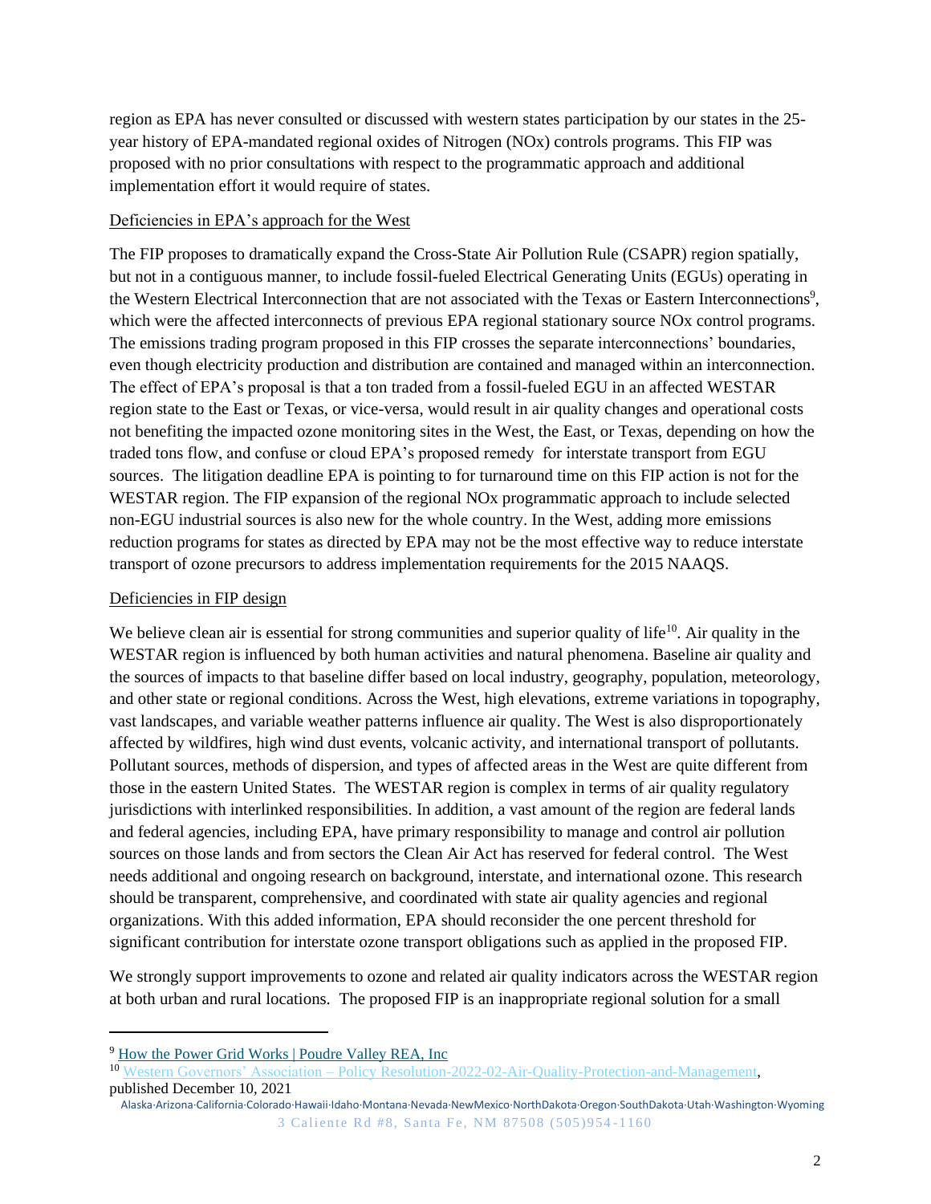region as EPA has never consulted or discussed with western states participation by our states in the 25-year history of EPA-mandated regional oxides of Nitrogen (NOx) controls programs. This FIP was proposed with no prior consultations with respect to the programmatic approach and additional implementation effort it would require of states.

Deficiencies in EPA's approach for the West

The FIP proposes to dramatically expand the Cross-State Air Pollution Rule (CSAPR) region spatially, but not in a contiguous manner, to include fossil-fueled Electrical Generating Units (EGUs) operating in the Western Electrical Interconnection that are not associated with the Texas or Eastern Interconnections[9], which were the affected interconnects of previous EPA regional stationary source NOx control programs. The emissions trading program proposed in this FIP crosses the separate interconnections' boundaries, even though electricity production and distribution are contained and managed within an interconnection. The effect of EPA's proposal is that a ton traded from a fossil-fueled EGU in an affected WESTAR region state to the East or Texas, or vice-versa, would result in air quality changes and operational costs not benefiting the impacted ozone monitoring sites in the West, the East, or Texas, depending on how the traded tons flow, and confuse or cloud EPA's proposed remedy for interstate transport from EGU sources. The litigation deadline EPA is pointing to for turnaround time on this FIP action is not for the WESTAR region. The FIP expansion of the regional NOx programmatic approach to include selected non-EGU industrial sources is also new for the whole country. In the West, adding more emissions reduction programs for states as directed by EPA may not be the most effective way to reduce interstate transport of ozone precursors to address implementation requirements for the 2015 NAAQS.

Deficiencies in FIP design

We believe clean air is essential for strong communities and superior quality of life[10]. Air quality in the WESTAR region is influenced by both human activities and natural phenomena. Baseline air quality and the sources of impacts to that baseline differ based on local industry, geography, population, meteorology, and other state or regional conditions. Across the West, high elevations, extreme variations in topography, vast landscapes, and variable weather patterns influence air quality. The West is also disproportionately affected by wildfires, high wind dust events, volcanic activity, and international transport of pollutants. Pollutant sources, methods of dispersion, and types of affected areas in the West are quite different from those in the eastern United States. The WESTAR region is complex in terms of air quality regulatory jurisdictions with interlinked responsibilities. In addition, a vast amount of the region are federal lands and federal agencies, including EPA, have primary responsibility to manage and control air pollution sources on those lands and from sectors the Clean Air Act has reserved for federal control. The West needs additional and ongoing research on background, interstate, and international ozone. This research should be transparent, comprehensive, and coordinated with state air quality agencies and regional organizations. With this added information, EPA should reconsider the one percent threshold for significant contribution for interstate ozone transport obligations such as applied in the proposed FIP.

We strongly support improvements to ozone and related air quality indicators across the WESTAR region at both urban and rural locations. The proposed FIP is an inappropriate regional solution for a small

---

[9] How the Power Grid Works | Poudre Valley REA, Inc

[10] Western Governors' Association – Policy Resolution-2022-02-Air-Quality-Protection-and-Management, published December 10, 2021

Alaska·Arizona·California·Colorado·Hawaii·Idaho·Montana·Nevada·NewMexico·NorthDakota·Oregon·SouthDakota·Utah·Washington·Wyoming
3 Caliente Rd #8, Santa Fe, NM 87508 (505)954-1160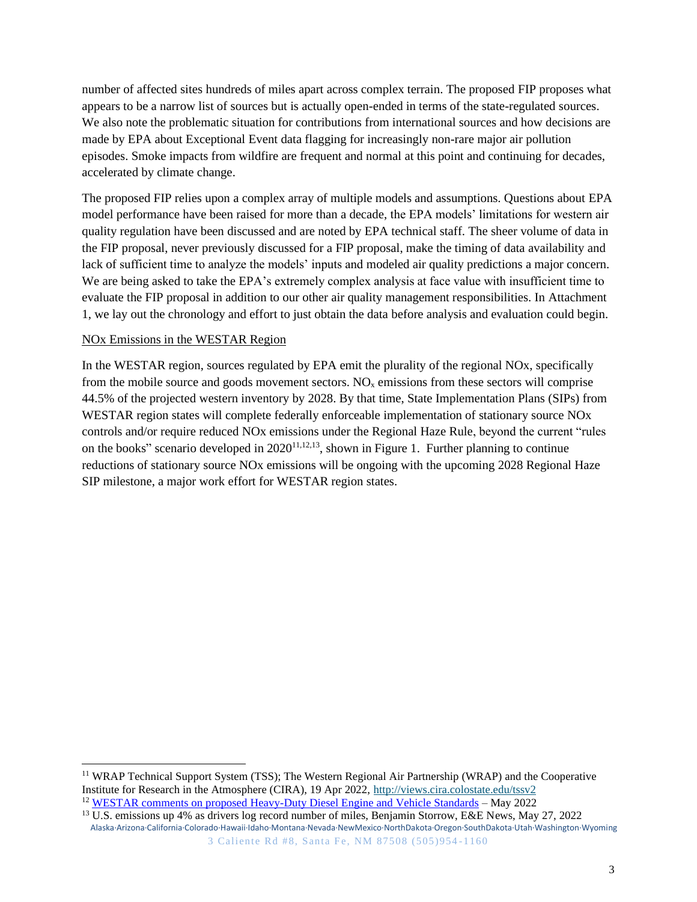number of affected sites hundreds of miles apart across complex terrain. The proposed FIP proposes what appears to be a narrow list of sources but is actually open-ended in terms of the state-regulated sources. We also note the problematic situation for contributions from international sources and how decisions are made by EPA about Exceptional Event data flagging for increasingly non-rare major air pollution episodes. Smoke impacts from wildfire are frequent and normal at this point and continuing for decades, accelerated by climate change.

The proposed FIP relies upon a complex array of multiple models and assumptions. Questions about EPA model performance have been raised for more than a decade, the EPA models' limitations for western air quality regulation have been discussed and are noted by EPA technical staff. The sheer volume of data in the FIP proposal, never previously discussed for a FIP proposal, make the timing of data availability and lack of sufficient time to analyze the models' inputs and modeled air quality predictions a major concern. We are being asked to take the EPA's extremely complex analysis at face value with insufficient time to evaluate the FIP proposal in addition to our other air quality management responsibilities. In Attachment 1, we lay out the chronology and effort to just obtain the data before analysis and evaluation could begin.

<u>NOx Emissions in the WESTAR Region</u>

In the WESTAR region, sources regulated by EPA emit the plurality of the regional NOx, specifically from the mobile source and goods movement sectors. $NO_x$ emissions from these sectors will comprise 44.5% of the projected western inventory by 2028. By that time, State Implementation Plans (SIPs) from WESTAR region states will complete federally enforceable implementation of stationary source NOx controls and/or require reduced NOx emissions under the Regional Haze Rule, beyond the current "rules on the books" scenario developed in 2020[11,12,13], shown in Figure 1. Further planning to continue reductions of stationary source NOx emissions will be ongoing with the upcoming 2028 Regional Haze SIP milestone, a major work effort for WESTAR region states.

---

[11] WRAP Technical Support System (TSS); The Western Regional Air Partnership (WRAP) and the Cooperative Institute for Research in the Atmosphere (CIRA), 19 Apr 2022, http://views.cira.colostate.edu/tssv2

[12] WESTAR comments on proposed Heavy-Duty Diesel Engine and Vehicle Standards – May 2022

[13] U.S. emissions up 4% as drivers log record number of miles, Benjamin Storrow, E&E News, May 27, 2022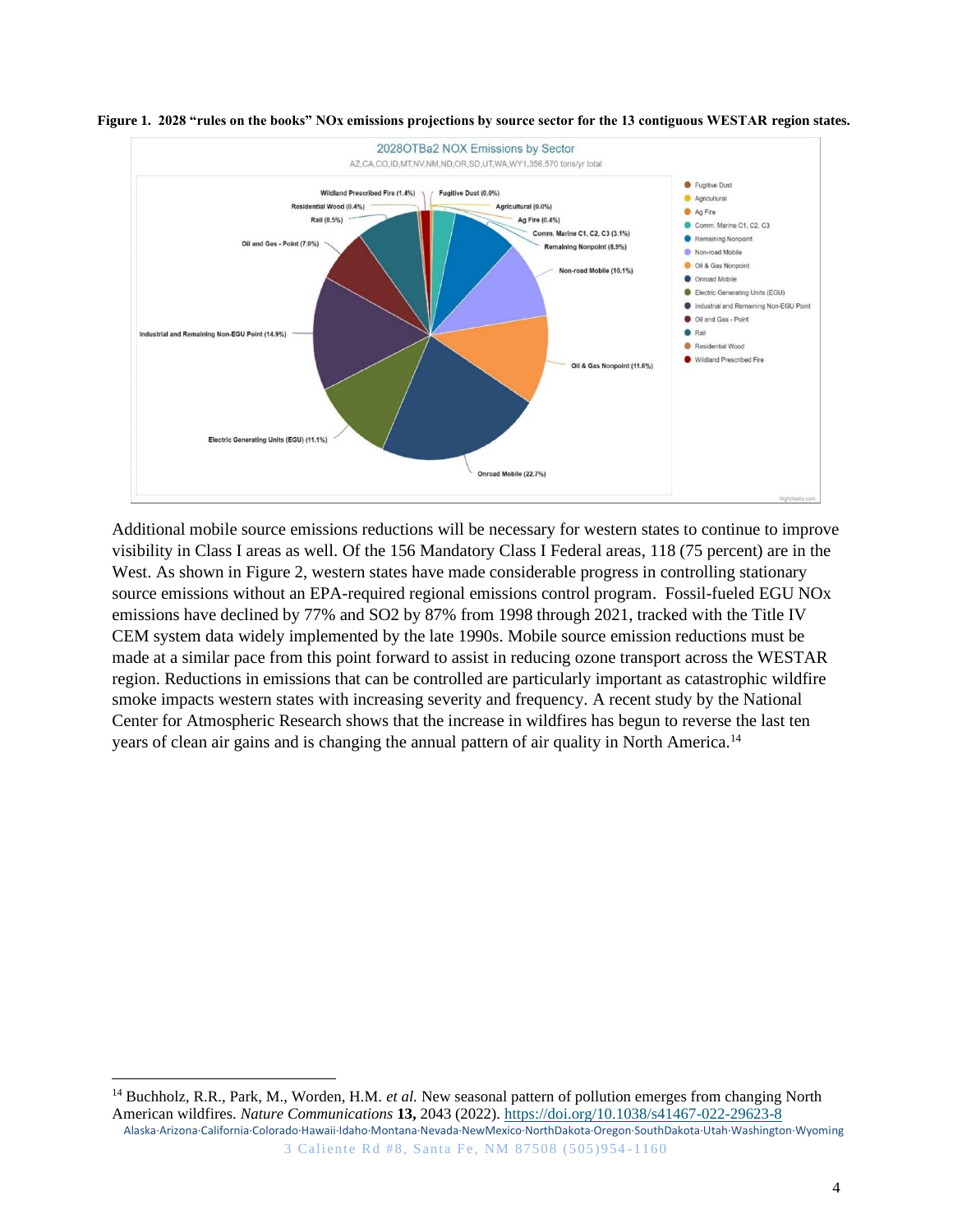**Figure 1. 2028 "rules on the books" NOx emissions projections by source sector for the 13 contiguous WESTAR region states.**

Additional mobile source emissions reductions will be necessary for western states to continue to improve visibility in Class I areas as well. Of the 156 Mandatory Class I Federal areas, 118 (75 percent) are in the West. As shown in Figure 2, western states have made considerable progress in controlling stationary source emissions without an EPA-required regional emissions control program. Fossil-fueled EGU NOx emissions have declined by 77% and SO2 by 87% from 1998 through 2021, tracked with the Title IV CEM system data widely implemented by the late 1990s. Mobile source emission reductions must be made at a similar pace from this point forward to assist in reducing ozone transport across the WESTAR region. Reductions in emissions that can be controlled are particularly important as catastrophic wildfire smoke impacts western states with increasing severity and frequency. A recent study by the National Center for Atmospheric Research shows that the increase in wildfires has begun to reverse the last ten years of clean air gains and is changing the annual pattern of air quality in North America.[14]

[14] Buchholz, R.R., Park, M., Worden, H.M. *et al.* New seasonal pattern of pollution emerges from changing North American wildfires. *Nature Communications* **13,** 2043 (2022). https://doi.org/10.1038/s41467-022-29623-8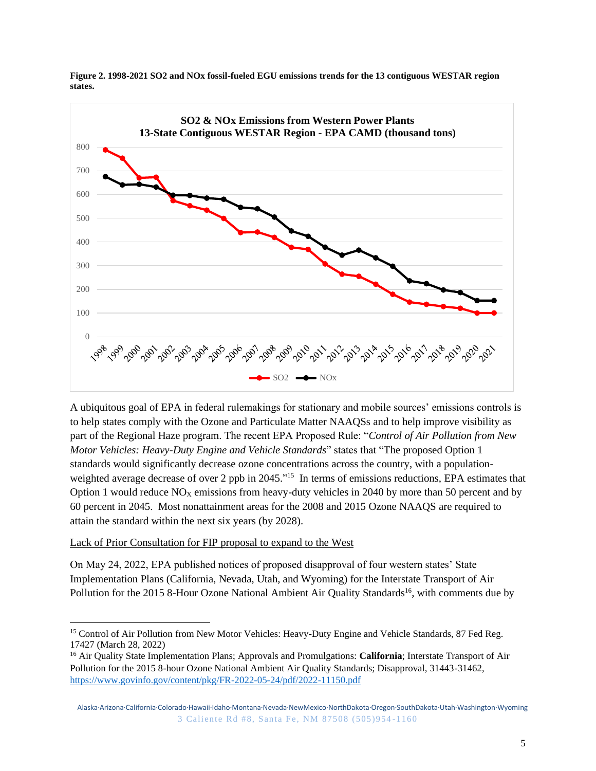**Figure 2. 1998-2021 SO2 and NOx fossil-fueled EGU emissions trends for the 13 contiguous WESTAR region states.**

A ubiquitous goal of EPA in federal rulemakings for stationary and mobile sources' emissions controls is to help states comply with the Ozone and Particulate Matter NAAQSs and to help improve visibility as part of the Regional Haze program. The recent EPA Proposed Rule: "*Control of Air Pollution from New Motor Vehicles: Heavy-Duty Engine and Vehicle Standards*" states that "The proposed Option 1 standards would significantly decrease ozone concentrations across the country, with a population-weighted average decrease of over 2 ppb in 2045."[15] In terms of emissions reductions, EPA estimates that Option 1 would reduce $NO_X$ emissions from heavy-duty vehicles in 2040 by more than 50 percent and by 60 percent in 2045. Most nonattainment areas for the 2008 and 2015 Ozone NAAQS are required to attain the standard within the next six years (by 2028).

Lack of Prior Consultation for FIP proposal to expand to the West

On May 24, 2022, EPA published notices of proposed disapproval of four western states' State Implementation Plans (California, Nevada, Utah, and Wyoming) for the Interstate Transport of Air Pollution for the 2015 8-Hour Ozone National Ambient Air Quality Standards[16], with comments due by

---

[15] Control of Air Pollution from New Motor Vehicles: Heavy-Duty Engine and Vehicle Standards, 87 Fed Reg. 17427 (March 28, 2022)

[16] Air Quality State Implementation Plans; Approvals and Promulgations: **California**; Interstate Transport of Air Pollution for the 2015 8-hour Ozone National Ambient Air Quality Standards; Disapproval, 31443-31462, https://www.govinfo.gov/content/pkg/FR-2022-05-24/pdf/2022-11150.pdf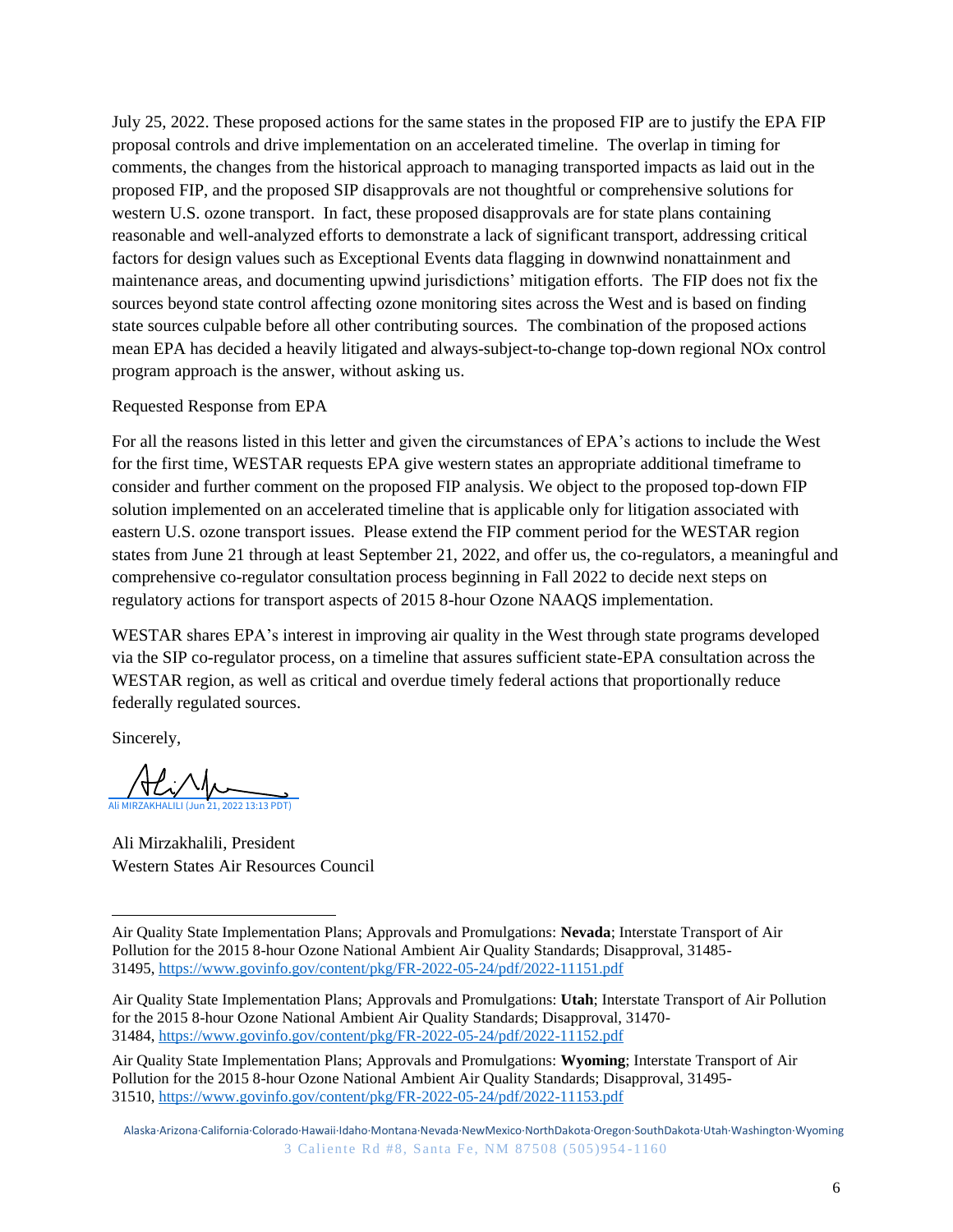July 25, 2022. These proposed actions for the same states in the proposed FIP are to justify the EPA FIP proposal controls and drive implementation on an accelerated timeline. The overlap in timing for comments, the changes from the historical approach to managing transported impacts as laid out in the proposed FIP, and the proposed SIP disapprovals are not thoughtful or comprehensive solutions for western U.S. ozone transport. In fact, these proposed disapprovals are for state plans containing reasonable and well-analyzed efforts to demonstrate a lack of significant transport, addressing critical factors for design values such as Exceptional Events data flagging in downwind nonattainment and maintenance areas, and documenting upwind jurisdictions' mitigation efforts. The FIP does not fix the sources beyond state control affecting ozone monitoring sites across the West and is based on finding state sources culpable before all other contributing sources. The combination of the proposed actions mean EPA has decided a heavily litigated and always-subject-to-change top-down regional NOx control program approach is the answer, without asking us.

Requested Response from EPA

For all the reasons listed in this letter and given the circumstances of EPA's actions to include the West for the first time, WESTAR requests EPA give western states an appropriate additional timeframe to consider and further comment on the proposed FIP analysis. We object to the proposed top-down FIP solution implemented on an accelerated timeline that is applicable only for litigation associated with eastern U.S. ozone transport issues. Please extend the FIP comment period for the WESTAR region states from June 21 through at least September 21, 2022, and offer us, the co-regulators, a meaningful and comprehensive co-regulator consultation process beginning in Fall 2022 to decide next steps on regulatory actions for transport aspects of 2015 8-hour Ozone NAAQS implementation.

WESTAR shares EPA's interest in improving air quality in the West through state programs developed via the SIP co-regulator process, on a timeline that assures sufficient state-EPA consultation across the WESTAR region, as well as critical and overdue timely federal actions that proportionally reduce federally regulated sources.

Sincerely,

Ali MIRZAKHALILI (Jun 21, 2022 13:13 PDT)

Ali Mirzakhalili, President
Western States Air Resources Council

---

Air Quality State Implementation Plans; Approvals and Promulgations: **Nevada**; Interstate Transport of Air Pollution for the 2015 8-hour Ozone National Ambient Air Quality Standards; Disapproval, 31485-31495, https://www.govinfo.gov/content/pkg/FR-2022-05-24/pdf/2022-11151.pdf

Air Quality State Implementation Plans; Approvals and Promulgations: **Utah**; Interstate Transport of Air Pollution for the 2015 8-hour Ozone National Ambient Air Quality Standards; Disapproval, 31470-31484, https://www.govinfo.gov/content/pkg/FR-2022-05-24/pdf/2022-11152.pdf

Air Quality State Implementation Plans; Approvals and Promulgations: **Wyoming**; Interstate Transport of Air Pollution for the 2015 8-hour Ozone National Ambient Air Quality Standards; Disapproval, 31495-31510, https://www.govinfo.gov/content/pkg/FR-2022-05-24/pdf/2022-11153.pdf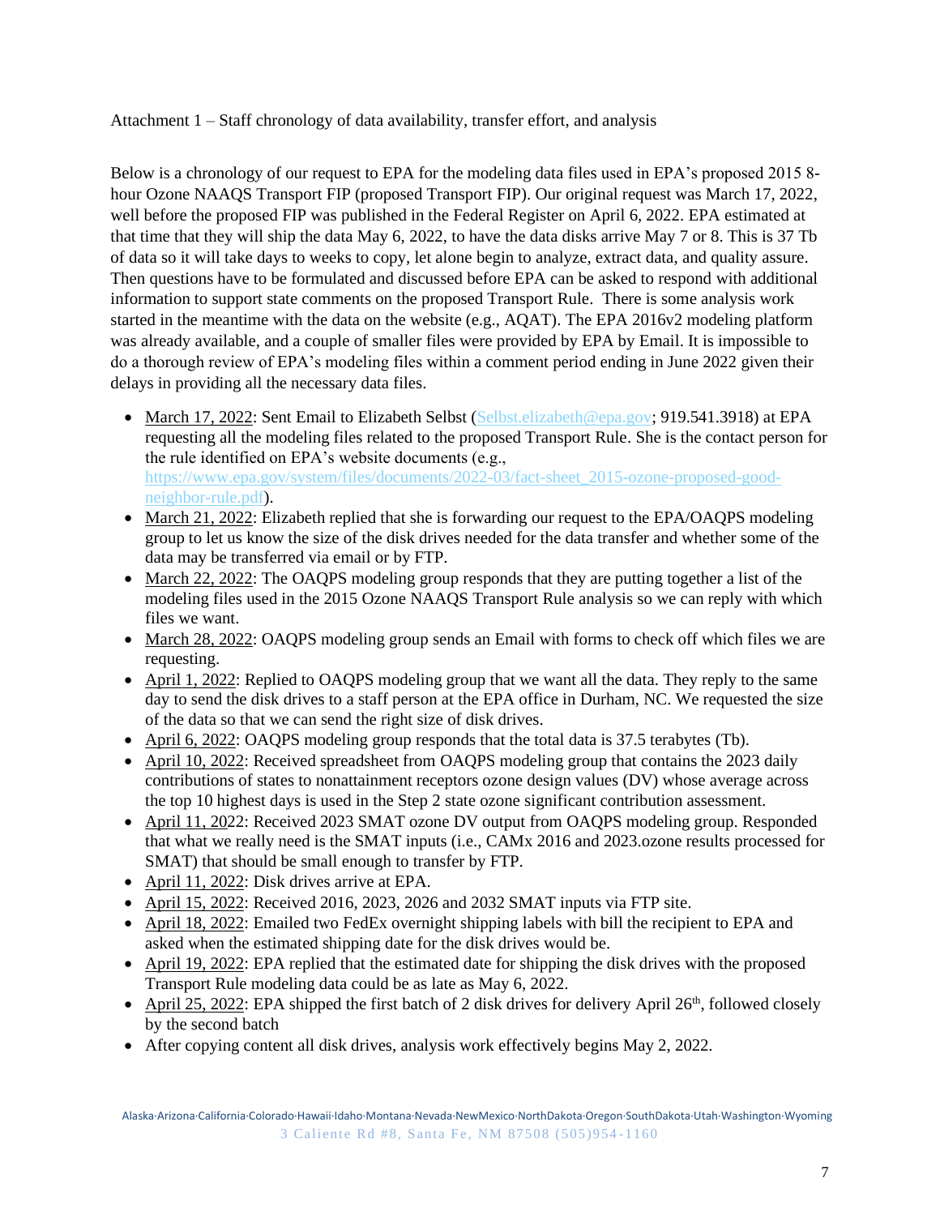Attachment 1 – Staff chronology of data availability, transfer effort, and analysis

Below is a chronology of our request to EPA for the modeling data files used in EPA's proposed 2015 8-hour Ozone NAAQS Transport FIP (proposed Transport FIP). Our original request was March 17, 2022, well before the proposed FIP was published in the Federal Register on April 6, 2022. EPA estimated at that time that they will ship the data May 6, 2022, to have the data disks arrive May 7 or 8. This is 37 Tb of data so it will take days to weeks to copy, let alone begin to analyze, extract data, and quality assure. Then questions have to be formulated and discussed before EPA can be asked to respond with additional information to support state comments on the proposed Transport Rule. There is some analysis work started in the meantime with the data on the website (e.g., AQAT). The EPA 2016v2 modeling platform was already available, and a couple of smaller files were provided by EPA by Email. It is impossible to do a thorough review of EPA's modeling files within a comment period ending in June 2022 given their delays in providing all the necessary data files.

- March 17, 2022: Sent Email to Elizabeth Selbst (Selbst.elizabeth@epa.gov; 919.541.3918) at EPA requesting all the modeling files related to the proposed Transport Rule. She is the contact person for the rule identified on EPA's website documents (e.g., https://www.epa.gov/system/files/documents/2022-03/fact-sheet_2015-ozone-proposed-good-neighbor-rule.pdf).
- March 21, 2022: Elizabeth replied that she is forwarding our request to the EPA/OAQPS modeling group to let us know the size of the disk drives needed for the data transfer and whether some of the data may be transferred via email or by FTP.
- March 22, 2022: The OAQPS modeling group responds that they are putting together a list of the modeling files used in the 2015 Ozone NAAQS Transport Rule analysis so we can reply with which files we want.
- March 28, 2022: OAQPS modeling group sends an Email with forms to check off which files we are requesting.
- April 1, 2022: Replied to OAQPS modeling group that we want all the data. They reply to the same day to send the disk drives to a staff person at the EPA office in Durham, NC. We requested the size of the data so that we can send the right size of disk drives.
- April 6, 2022: OAQPS modeling group responds that the total data is 37.5 terabytes (Tb).
- April 10, 2022: Received spreadsheet from OAQPS modeling group that contains the 2023 daily contributions of states to nonattainment receptors ozone design values (DV) whose average across the top 10 highest days is used in the Step 2 state ozone significant contribution assessment.
- April 11, 2022: Received 2023 SMAT ozone DV output from OAQPS modeling group. Responded that what we really need is the SMAT inputs (i.e., CAMx 2016 and 2023.ozone results processed for SMAT) that should be small enough to transfer by FTP.
- April 11, 2022: Disk drives arrive at EPA.
- April 15, 2022: Received 2016, 2023, 2026 and 2032 SMAT inputs via FTP site.
- April 18, 2022: Emailed two FedEx overnight shipping labels with bill the recipient to EPA and asked when the estimated shipping date for the disk drives would be.
- April 19, 2022: EPA replied that the estimated date for shipping the disk drives with the proposed Transport Rule modeling data could be as late as May 6, 2022.
- April 25, 2022: EPA shipped the first batch of 2 disk drives for delivery April 26th, followed closely by the second batch
- After copying content all disk drives, analysis work effectively begins May 2, 2022.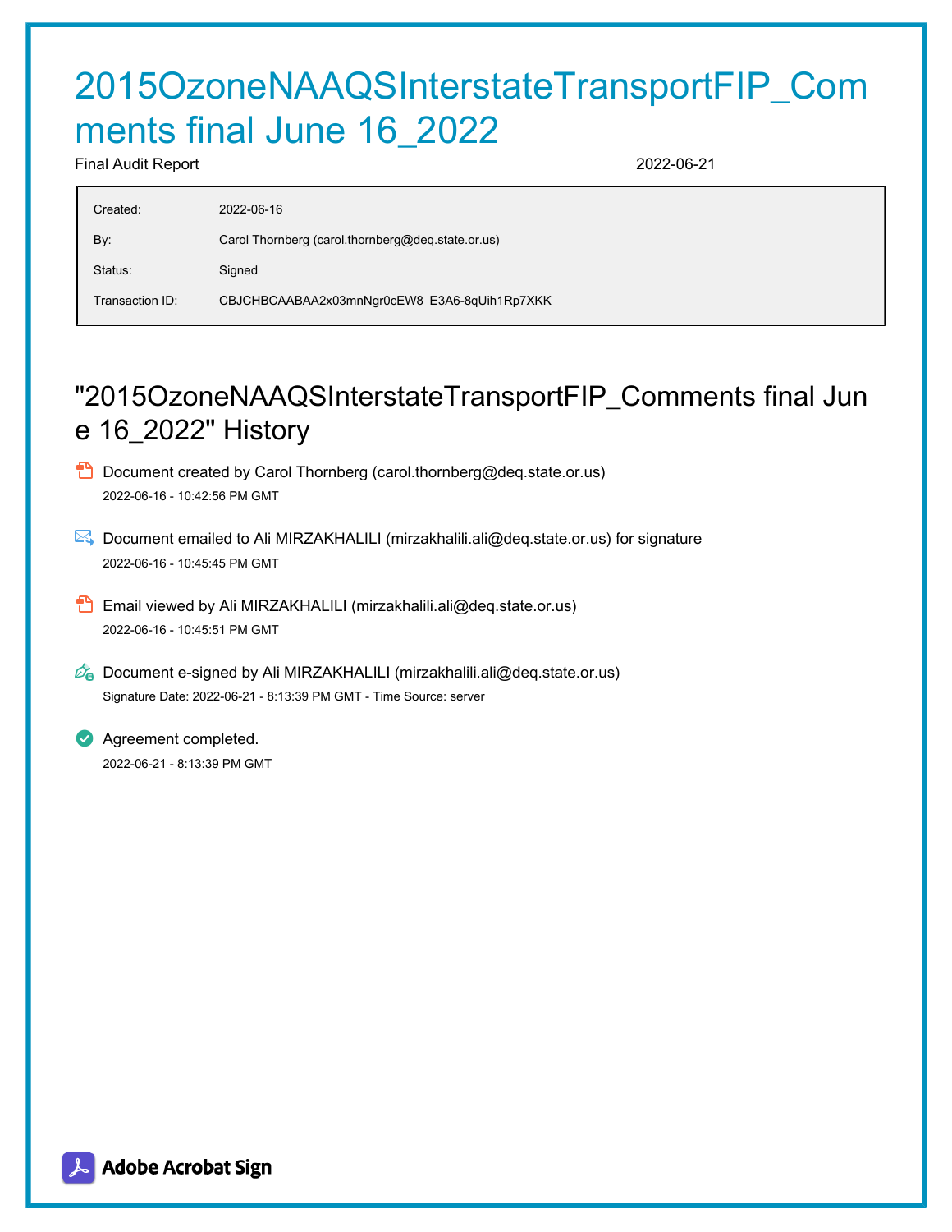# 2015OzoneNAAQSInterstateTransportFIP_Comments final June 16_2022

Final Audit Report 2022-06-21

| | |
|---|---|
| Created: | 2022-06-16 |
| By: | Carol Thornberg (carol.thornberg@deq.state.or.us) |
| Status: | Signed |
| Transaction ID: | CBJCHBCAABAA2x03mnNgr0cEW8_E3A6-8qUih1Rp7XKK |

## "2015OzoneNAAQSInterstateTransportFIP_Comments final June 16_2022" History

- Document created by Carol Thornberg (carol.thornberg@deq.state.or.us)
  2022-06-16 - 10:42:56 PM GMT
- Document emailed to Ali MIRZAKHALILI (mirzakhalili.ali@deq.state.or.us) for signature
  2022-06-16 - 10:45:45 PM GMT
- Email viewed by Ali MIRZAKHALILI (mirzakhalili.ali@deq.state.or.us)
  2022-06-16 - 10:45:51 PM GMT
- Document e-signed by Ali MIRZAKHALILI (mirzakhalili.ali@deq.state.or.us)
  Signature Date: 2022-06-21 - 8:13:39 PM GMT - Time Source: server
- Agreement completed.
  2022-06-21 - 8:13:39 PM GMT

Adobe Acrobat Sign